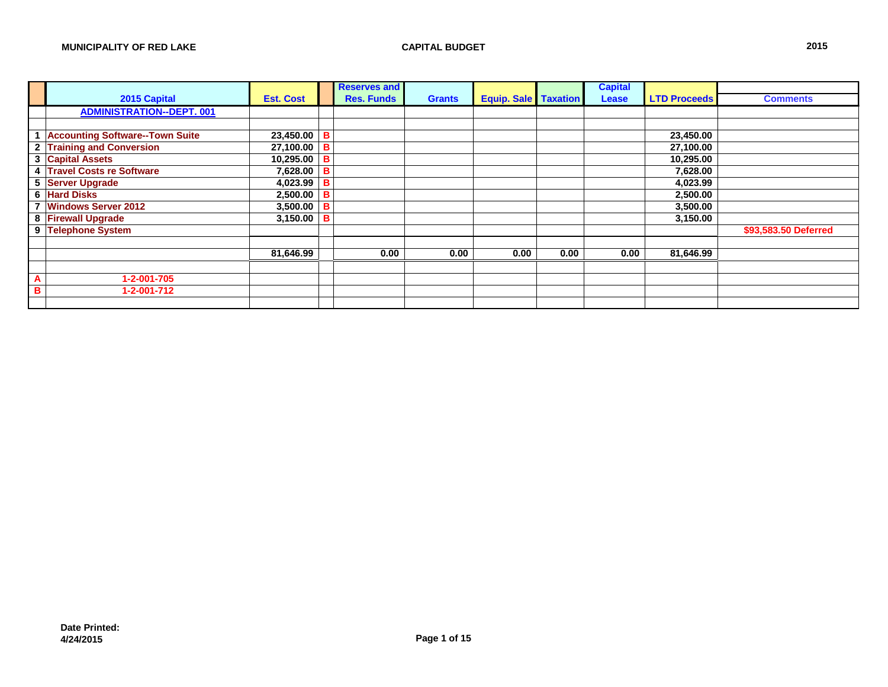**MUNICIPALITY OF RED LAKE** — **CAPITAL BUDGET** — **2015**

| | 2015 Capital | Est. Cost | | Reserves and Res. Funds | Grants | Equip. Sale | Taxation | Capital Lease | LTD Proceeds | Comments |
|---|---|---|---|---|---|---|---|---|---|---|
| | ADMINISTRATION--DEPT. 001 | | | | | | | | | |
| | | | | | | | | | | |
| 1 | Accounting Software--Town Suite | 23,450.00 | B | | | | | | 23,450.00 | |
| 2 | Training and Conversion | 27,100.00 | B | | | | | | 27,100.00 | |
| 3 | Capital Assets | 10,295.00 | B | | | | | | 10,295.00 | |
| 4 | Travel Costs re Software | 7,628.00 | B | | | | | | 7,628.00 | |
| 5 | Server Upgrade | 4,023.99 | B | | | | | | 4,023.99 | |
| 6 | Hard Disks | 2,500.00 | B | | | | | | 2,500.00 | |
| 7 | Windows Server 2012 | 3,500.00 | B | | | | | | 3,500.00 | |
| 8 | Firewall Upgrade | 3,150.00 | B | | | | | | 3,150.00 | |
| 9 | Telephone System | | | | | | | | | $93,583.50 Deferred |
| | | | | | | | | | | |
| | | 81,646.99 | | 0.00 | 0.00 | 0.00 | 0.00 | 0.00 | 81,646.99 | |
| | | | | | | | | | | |
| A | 1-2-001-705 | | | | | | | | | |
| B | 1-2-001-712 | | | | | | | | | |

**Date Printed:**
**4/24/2015**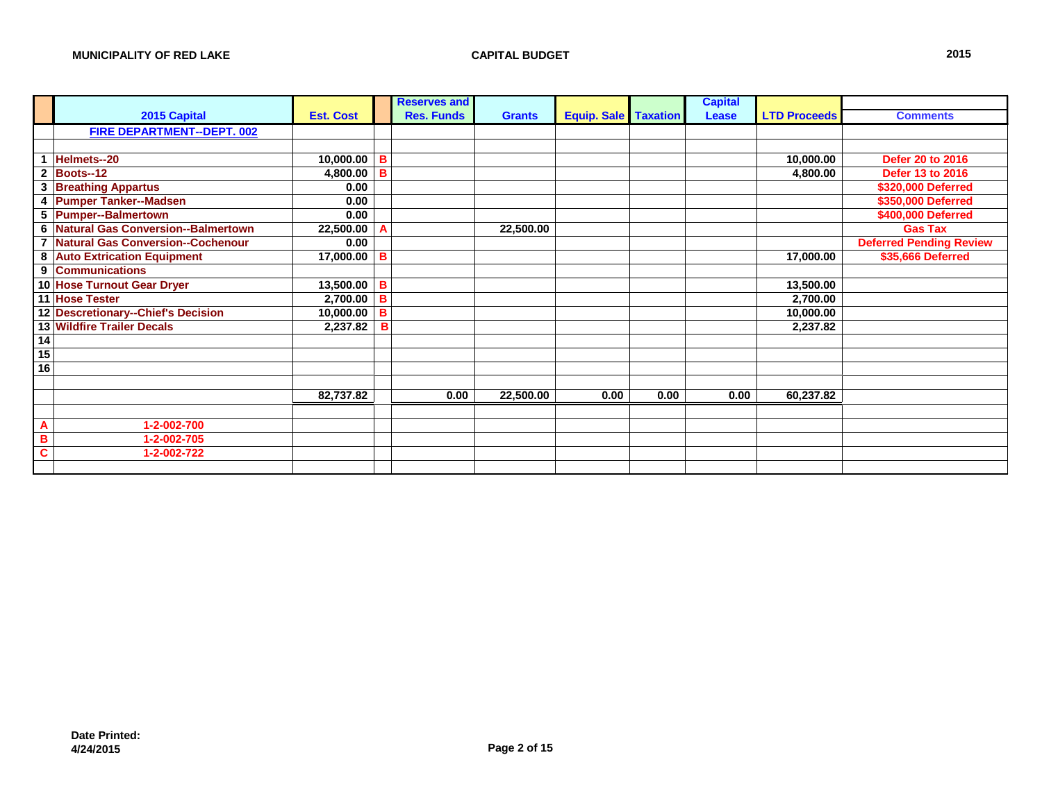**MUNICIPALITY OF RED LAKE** — **CAPITAL BUDGET** — **2015**

| | 2015 Capital | Est. Cost | | Reserves and Res. Funds | Grants | Equip. Sale | Taxation | Capital Lease | LTD Proceeds | Comments |
|---|---|---|---|---|---|---|---|---|---|---|
| | FIRE DEPARTMENT--DEPT. 002 | | | | | | | | | |
| | | | | | | | | | | |
| 1 | Helmets--20 | 10,000.00 | B | | | | | | 10,000.00 | Defer 20 to 2016 |
| 2 | Boots--12 | 4,800.00 | B | | | | | | 4,800.00 | Defer 13 to 2016 |
| 3 | Breathing Appartus | 0.00 | | | | | | | | $320,000 Deferred |
| 4 | Pumper Tanker--Madsen | 0.00 | | | | | | | | $350,000 Deferred |
| 5 | Pumper--Balmertown | 0.00 | | | | | | | | $400,000 Deferred |
| 6 | Natural Gas Conversion--Balmertown | 22,500.00 | A | | 22,500.00 | | | | | Gas Tax |
| 7 | Natural Gas Conversion--Cochenour | 0.00 | | | | | | | | Deferred Pending Review |
| 8 | Auto Extrication Equipment | 17,000.00 | B | | | | | | 17,000.00 | $35,666 Deferred |
| 9 | Communications | | | | | | | | | |
| 10 | Hose Turnout Gear Dryer | 13,500.00 | B | | | | | | 13,500.00 | |
| 11 | Hose Tester | 2,700.00 | B | | | | | | 2,700.00 | |
| 12 | Descretionary--Chief's Decision | 10,000.00 | B | | | | | | 10,000.00 | |
| 13 | Wildfire Trailer Decals | 2,237.82 | B | | | | | | 2,237.82 | |
| 14 | | | | | | | | | | |
| 15 | | | | | | | | | | |
| 16 | | | | | | | | | | |
| | | | | | | | | | | |
| | | 82,737.82 | | 0.00 | 22,500.00 | 0.00 | 0.00 | 0.00 | 60,237.82 | |
| | | | | | | | | | | |
| A | 1-2-002-700 | | | | | | | | | |
| B | 1-2-002-705 | | | | | | | | | |
| C | 1-2-002-722 | | | | | | | | | |

**Date Printed:**
**4/24/2015**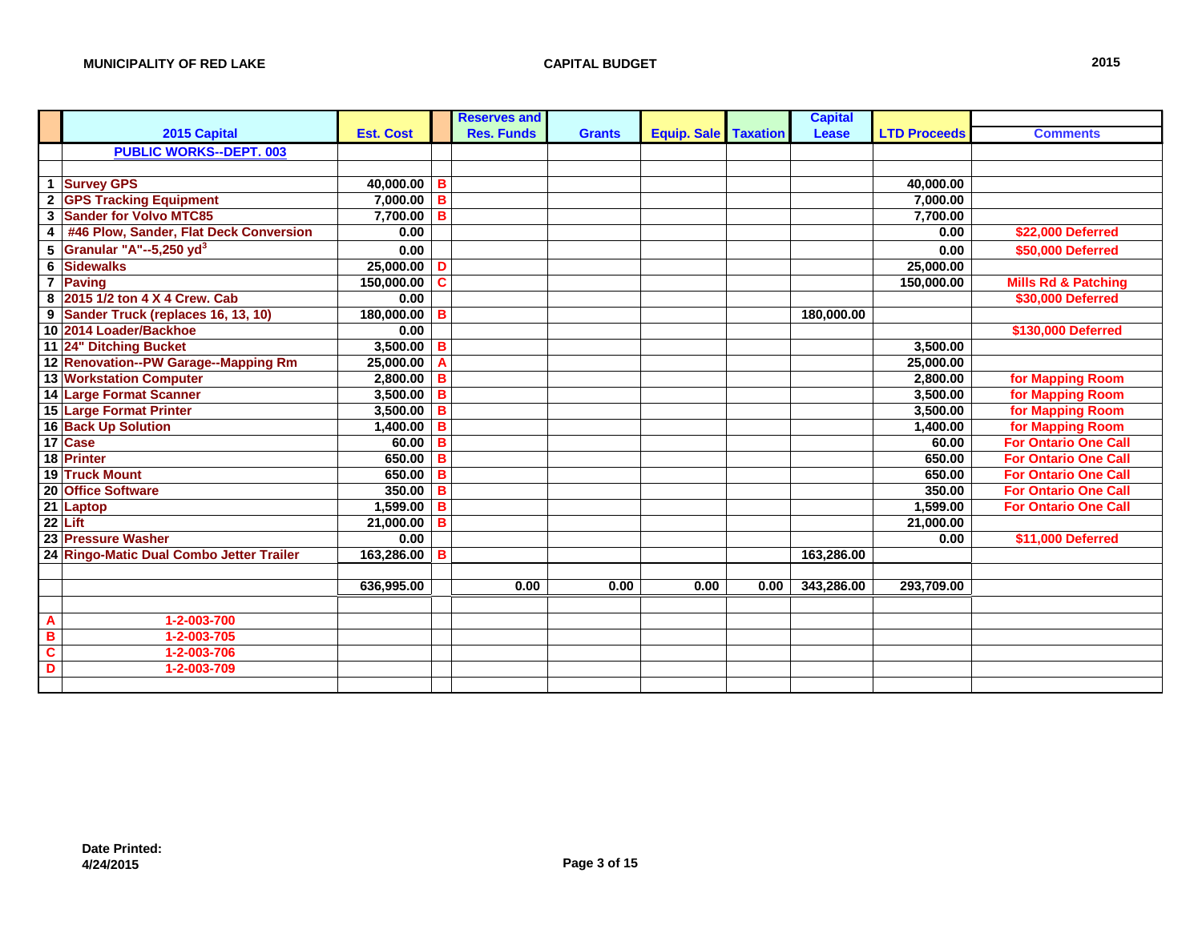**MUNICIPALITY OF RED LAKE** — **CAPITAL BUDGET** — **2015**

| | 2015 Capital | Est. Cost | | Reserves and Res. Funds | Grants | Equip. Sale | Taxation | Capital Lease | LTD Proceeds | Comments |
|---|---|---|---|---|---|---|---|---|---|---|
| | **PUBLIC WORKS--DEPT. 003** | | | | | | | | | |
| | | | | | | | | | | |
| 1 | Survey GPS | 40,000.00 | B | | | | | | 40,000.00 | |
| 2 | GPS Tracking Equipment | 7,000.00 | B | | | | | | 7,000.00 | |
| 3 | Sander for Volvo MTC85 | 7,700.00 | B | | | | | | 7,700.00 | |
| 4 | #46 Plow, Sander, Flat Deck Conversion | 0.00 | | | | | | | 0.00 | $22,000 Deferred |
| 5 | Granular "A"--5,250 $yd^3$ | 0.00 | | | | | | | 0.00 | $50,000 Deferred |
| 6 | Sidewalks | 25,000.00 | D | | | | | | 25,000.00 | |
| 7 | Paving | 150,000.00 | C | | | | | | 150,000.00 | Mills Rd & Patching |
| 8 | 2015 1/2 ton 4 X 4 Crew. Cab | 0.00 | | | | | | | | $30,000 Deferred |
| 9 | Sander Truck (replaces 16, 13, 10) | 180,000.00 | B | | | | | 180,000.00 | | |
| 10 | 2014 Loader/Backhoe | 0.00 | | | | | | | | $130,000 Deferred |
| 11 | 24" Ditching Bucket | 3,500.00 | B | | | | | | 3,500.00 | |
| 12 | Renovation--PW Garage--Mapping Rm | 25,000.00 | A | | | | | | 25,000.00 | |
| 13 | Workstation Computer | 2,800.00 | B | | | | | | 2,800.00 | for Mapping Room |
| 14 | Large Format Scanner | 3,500.00 | B | | | | | | 3,500.00 | for Mapping Room |
| 15 | Large Format Printer | 3,500.00 | B | | | | | | 3,500.00 | for Mapping Room |
| 16 | Back Up Solution | 1,400.00 | B | | | | | | 1,400.00 | for Mapping Room |
| 17 | Case | 60.00 | B | | | | | | 60.00 | For Ontario One Call |
| 18 | Printer | 650.00 | B | | | | | | 650.00 | For Ontario One Call |
| 19 | Truck Mount | 650.00 | B | | | | | | 650.00 | For Ontario One Call |
| 20 | Office Software | 350.00 | B | | | | | | 350.00 | For Ontario One Call |
| 21 | Laptop | 1,599.00 | B | | | | | | 1,599.00 | For Ontario One Call |
| 22 | Lift | 21,000.00 | B | | | | | | 21,000.00 | |
| 23 | Pressure Washer | 0.00 | | | | | | | 0.00 | $11,000 Deferred |
| 24 | Ringo-Matic Dual Combo Jetter Trailer | 163,286.00 | B | | | | | 163,286.00 | | |
| | | | | | | | | | | |
| | | 636,995.00 | | 0.00 | 0.00 | 0.00 | 0.00 | 343,286.00 | 293,709.00 | |
| | | | | | | | | | | |
| A | 1-2-003-700 | | | | | | | | | |
| B | 1-2-003-705 | | | | | | | | | |
| C | 1-2-003-706 | | | | | | | | | |
| D | 1-2-003-709 | | | | | | | | | |

**Date Printed:**
**4/24/2015**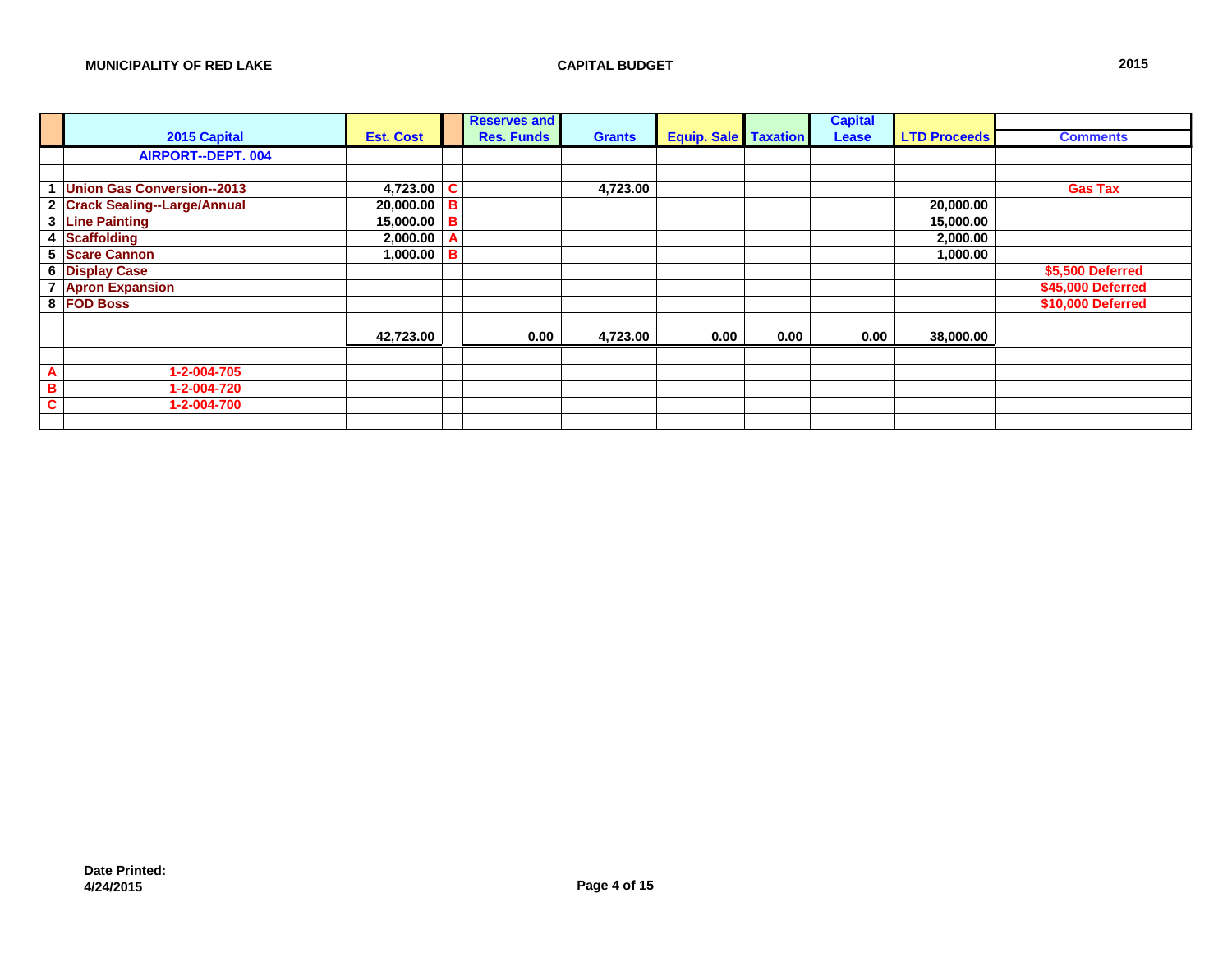MUNICIPALITY OF RED LAKE

CAPITAL BUDGET

2015

| | 2015 Capital | Est. Cost | | Reserves and Res. Funds | Grants | Equip. Sale | Taxation | Capital Lease | LTD Proceeds | Comments |
|---|---|---|---|---|---|---|---|---|---|---|
| | AIRPORT--DEPT. 004 | | | | | | | | | |
| | | | | | | | | | | |
| 1 | Union Gas Conversion--2013 | 4,723.00 | C | | 4,723.00 | | | | | Gas Tax |
| 2 | Crack Sealing--Large/Annual | 20,000.00 | B | | | | | | 20,000.00 | |
| 3 | Line Painting | 15,000.00 | B | | | | | | 15,000.00 | |
| 4 | Scaffolding | 2,000.00 | A | | | | | | 2,000.00 | |
| 5 | Scare Cannon | 1,000.00 | B | | | | | | 1,000.00 | |
| 6 | Display Case | | | | | | | | | $5,500 Deferred |
| 7 | Apron Expansion | | | | | | | | | $45,000 Deferred |
| 8 | FOD Boss | | | | | | | | | $10,000 Deferred |
| | | | | | | | | | | |
| | | 42,723.00 | | 0.00 | 4,723.00 | 0.00 | 0.00 | 0.00 | 38,000.00 | |
| | | | | | | | | | | |
| A | 1-2-004-705 | | | | | | | | | |
| B | 1-2-004-720 | | | | | | | | | |
| C | 1-2-004-700 | | | | | | | | | |

Date Printed:
4/24/2015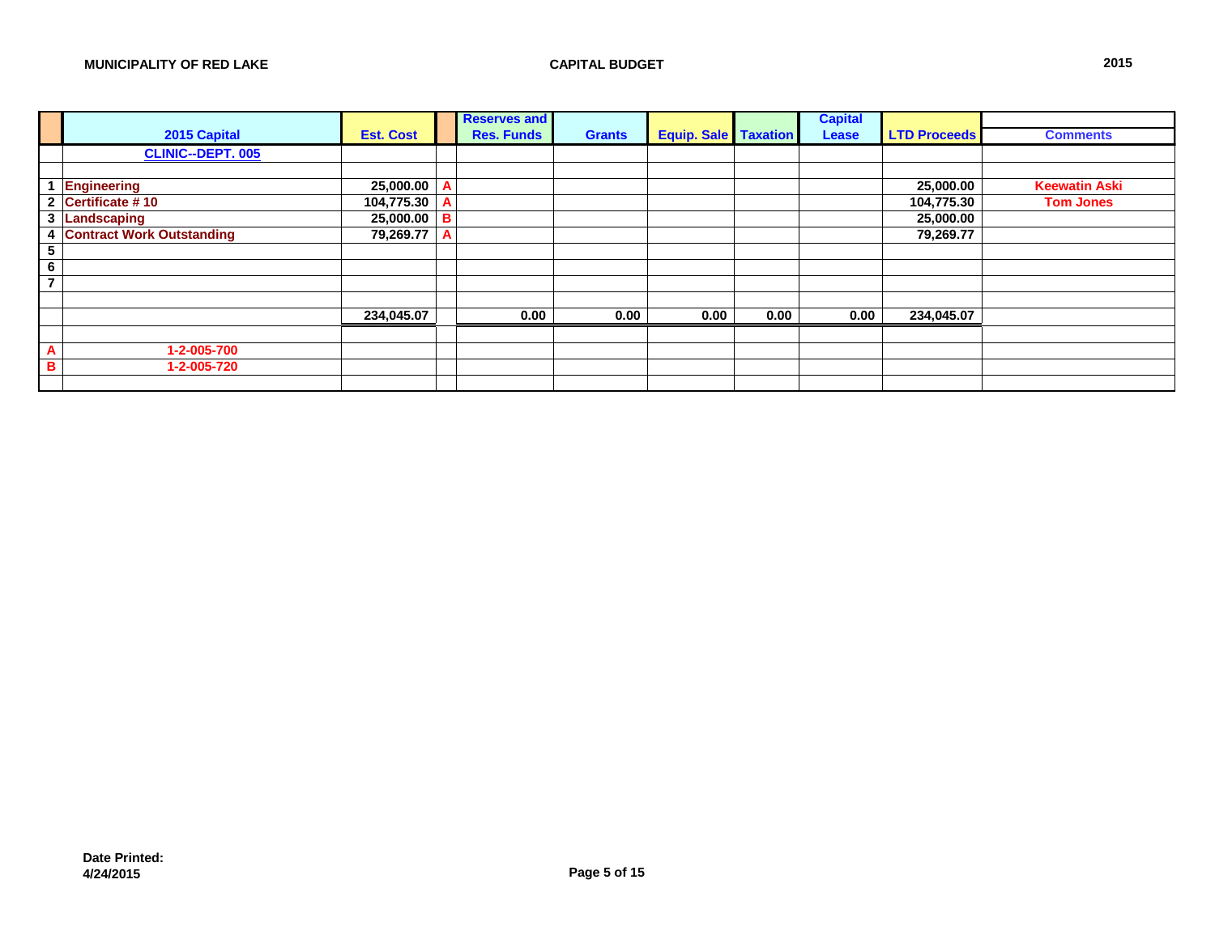**MUNICIPALITY OF RED LAKE** — **CAPITAL BUDGET** — **2015**

| | 2015 Capital | Est. Cost | | Reserves and Res. Funds | Grants | Equip. Sale | Taxation | Capital Lease | LTD Proceeds | Comments |
|---|---|---|---|---|---|---|---|---|---|---|
| | **CLINIC--DEPT. 005** | | | | | | | | | |
| | | | | | | | | | | |
| 1 | Engineering | 25,000.00 | A | | | | | | 25,000.00 | Keewatin Aski |
| 2 | Certificate # 10 | 104,775.30 | A | | | | | | 104,775.30 | Tom Jones |
| 3 | Landscaping | 25,000.00 | B | | | | | | 25,000.00 | |
| 4 | Contract Work Outstanding | 79,269.77 | A | | | | | | 79,269.77 | |
| 5 | | | | | | | | | | |
| 6 | | | | | | | | | | |
| 7 | | | | | | | | | | |
| | | | | | | | | | | |
| | | 234,045.07 | | 0.00 | 0.00 | 0.00 | 0.00 | 0.00 | 234,045.07 | |
| | | | | | | | | | | |
| A | 1-2-005-700 | | | | | | | | | |
| B | 1-2-005-720 | | | | | | | | | |

**Date Printed:**
**4/24/2015**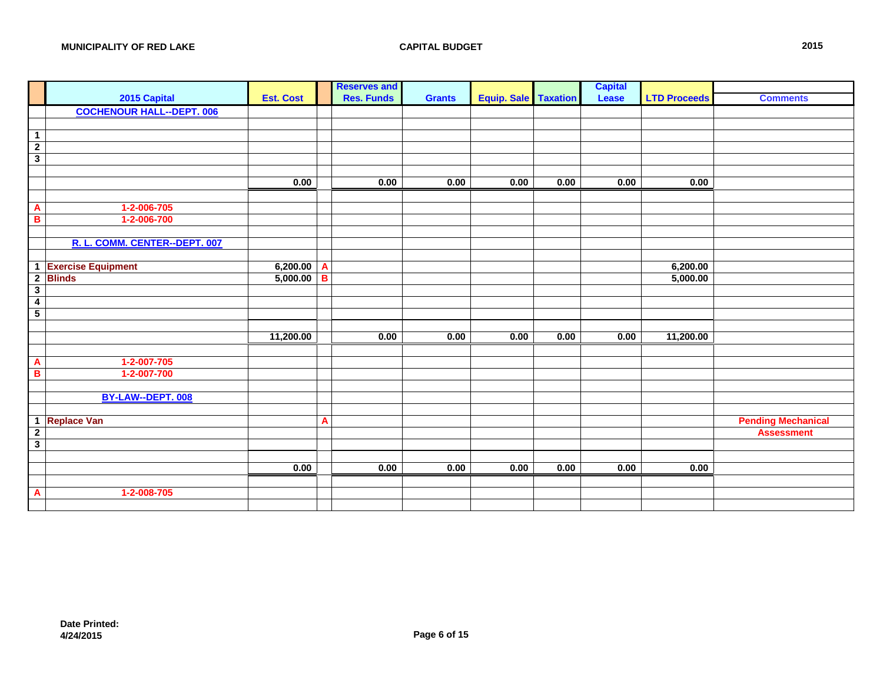**MUNICIPALITY OF RED LAKE** | **CAPITAL BUDGET** | **2015**

| | 2015 Capital | Est. Cost | | Reserves and Res. Funds | Grants | Equip. Sale | Taxation | Capital Lease | LTD Proceeds | Comments |
|---|---|---|---|---|---|---|---|---|---|---|
| | **COCHENOUR HALL--DEPT. 006** | | | | | | | | | |
| | | | | | | | | | | |
| 1 | | | | | | | | | | |
| 2 | | | | | | | | | | |
| 3 | | | | | | | | | | |
| | | | | | | | | | | |
| | | 0.00 | | 0.00 | 0.00 | 0.00 | 0.00 | 0.00 | 0.00 | |
| | | | | | | | | | | |
| A | 1-2-006-705 | | | | | | | | | |
| B | 1-2-006-700 | | | | | | | | | |
| | | | | | | | | | | |
| | **R. L. COMM. CENTER--DEPT. 007** | | | | | | | | | |
| | | | | | | | | | | |
| 1 | Exercise Equipment | 6,200.00 | A | | | | | | 6,200.00 | |
| 2 | Blinds | 5,000.00 | B | | | | | | 5,000.00 | |
| 3 | | | | | | | | | | |
| 4 | | | | | | | | | | |
| 5 | | | | | | | | | | |
| | | | | | | | | | | |
| | | 11,200.00 | | 0.00 | 0.00 | 0.00 | 0.00 | 0.00 | 11,200.00 | |
| | | | | | | | | | | |
| A | 1-2-007-705 | | | | | | | | | |
| B | 1-2-007-700 | | | | | | | | | |
| | | | | | | | | | | |
| | **BY-LAW--DEPT. 008** | | | | | | | | | |
| | | | | | | | | | | |
| 1 | Replace Van | | A | | | | | | | Pending Mechanical |
| 2 | | | | | | | | | | Assessment |
| 3 | | | | | | | | | | |
| | | | | | | | | | | |
| | | 0.00 | | 0.00 | 0.00 | 0.00 | 0.00 | 0.00 | 0.00 | |
| | | | | | | | | | | |
| A | 1-2-008-705 | | | | | | | | | |
| | | | | | | | | | | |

**Date Printed:**
**4/24/2015**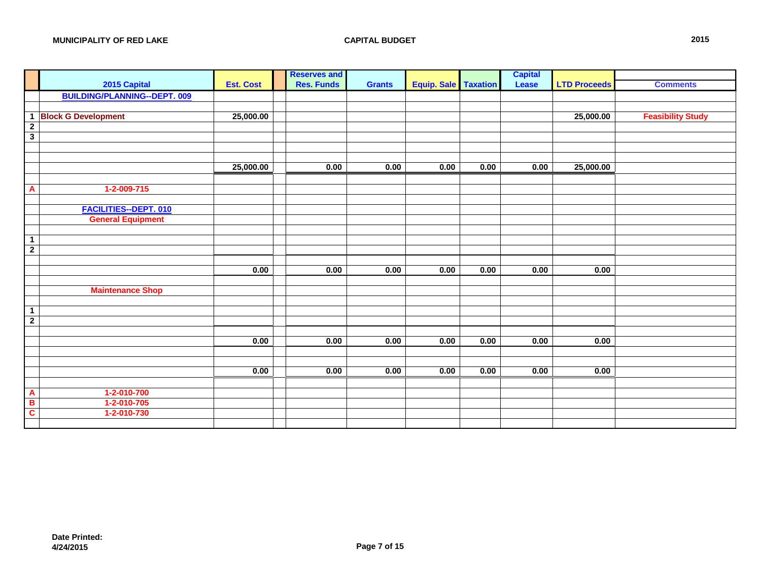MUNICIPALITY OF RED LAKE

CAPITAL BUDGET

2015

| | 2015 Capital | Est. Cost | | Reserves and Res. Funds | Grants | Equip. Sale | Taxation | Capital Lease | LTD Proceeds | Comments |
|---|---|---|---|---|---|---|---|---|---|---|
| | BUILDING/PLANNING--DEPT. 009 | | | | | | | | | |
| | | | | | | | | | | |
| 1 | Block G Development | 25,000.00 | | | | | | | 25,000.00 | Feasibility Study |
| 2 | | | | | | | | | | |
| 3 | | | | | | | | | | |
| | | | | | | | | | | |
| | | | | | | | | | | |
| | | 25,000.00 | | 0.00 | 0.00 | 0.00 | 0.00 | 0.00 | 25,000.00 | |
| | | | | | | | | | | |
| A | 1-2-009-715 | | | | | | | | | |
| | | | | | | | | | | |
| | FACILITIES--DEPT. 010 | | | | | | | | | |
| | General Equipment | | | | | | | | | |
| | | | | | | | | | | |
| 1 | | | | | | | | | | |
| 2 | | | | | | | | | | |
| | | | | | | | | | | |
| | | 0.00 | | 0.00 | 0.00 | 0.00 | 0.00 | 0.00 | 0.00 | |
| | | | | | | | | | | |
| | Maintenance Shop | | | | | | | | | |
| | | | | | | | | | | |
| 1 | | | | | | | | | | |
| 2 | | | | | | | | | | |
| | | | | | | | | | | |
| | | 0.00 | | 0.00 | 0.00 | 0.00 | 0.00 | 0.00 | 0.00 | |
| | | | | | | | | | | |
| | | | | | | | | | | |
| | | 0.00 | | 0.00 | 0.00 | 0.00 | 0.00 | 0.00 | 0.00 | |
| | | | | | | | | | | |
| A | 1-2-010-700 | | | | | | | | | |
| B | 1-2-010-705 | | | | | | | | | |
| C | 1-2-010-730 | | | | | | | | | |
| | | | | | | | | | | |

**Date Printed:**
**4/24/2015**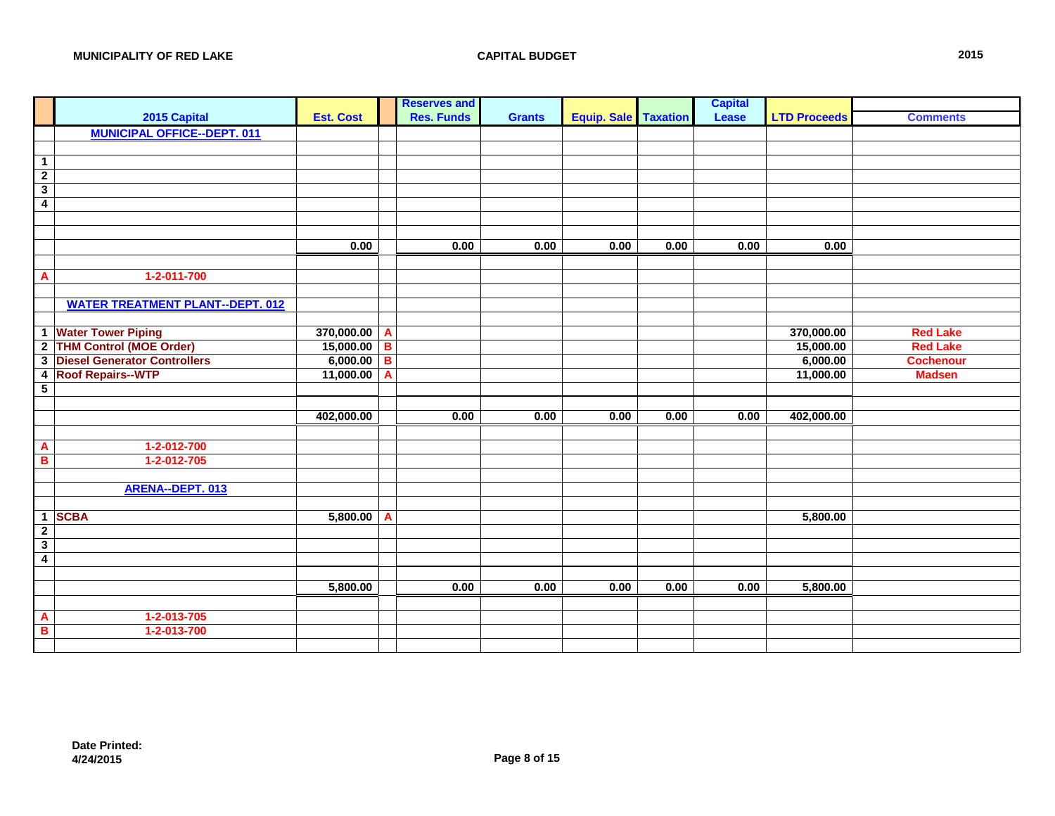**MUNICIPALITY OF RED LAKE** — **CAPITAL BUDGET** — **2015**

| | 2015 Capital | Est. Cost | | Reserves and Res. Funds | Grants | Equip. Sale | Taxation | Capital Lease | LTD Proceeds | Comments |
|---|---|---|---|---|---|---|---|---|---|---|
| | **MUNICIPAL OFFICE--DEPT. 011** | | | | | | | | | |
| | | | | | | | | | | |
| 1 | | | | | | | | | | |
| 2 | | | | | | | | | | |
| 3 | | | | | | | | | | |
| 4 | | | | | | | | | | |
| | | | | | | | | | | |
| | | | | | | | | | | |
| | | 0.00 | | 0.00 | 0.00 | 0.00 | 0.00 | 0.00 | 0.00 | |
| | | | | | | | | | | |
| A | 1-2-011-700 | | | | | | | | | |
| | | | | | | | | | | |
| | **WATER TREATMENT PLANT--DEPT. 012** | | | | | | | | | |
| | | | | | | | | | | |
| 1 | Water Tower Piping | 370,000.00 | A | | | | | | 370,000.00 | Red Lake |
| 2 | THM Control (MOE Order) | 15,000.00 | B | | | | | | 15,000.00 | Red Lake |
| 3 | Diesel Generator Controllers | 6,000.00 | B | | | | | | 6,000.00 | Cochenour |
| 4 | Roof Repairs--WTP | 11,000.00 | A | | | | | | 11,000.00 | Madsen |
| 5 | | | | | | | | | | |
| | | | | | | | | | | |
| | | 402,000.00 | | 0.00 | 0.00 | 0.00 | 0.00 | 0.00 | 402,000.00 | |
| | | | | | | | | | | |
| A | 1-2-012-700 | | | | | | | | | |
| B | 1-2-012-705 | | | | | | | | | |
| | | | | | | | | | | |
| | **ARENA--DEPT. 013** | | | | | | | | | |
| | | | | | | | | | | |
| 1 | SCBA | 5,800.00 | A | | | | | | 5,800.00 | |
| 2 | | | | | | | | | | |
| 3 | | | | | | | | | | |
| 4 | | | | | | | | | | |
| | | | | | | | | | | |
| | | 5,800.00 | | 0.00 | 0.00 | 0.00 | 0.00 | 0.00 | 5,800.00 | |
| | | | | | | | | | | |
| A | 1-2-013-705 | | | | | | | | | |
| B | 1-2-013-700 | | | | | | | | | |

**Date Printed:**
**4/24/2015**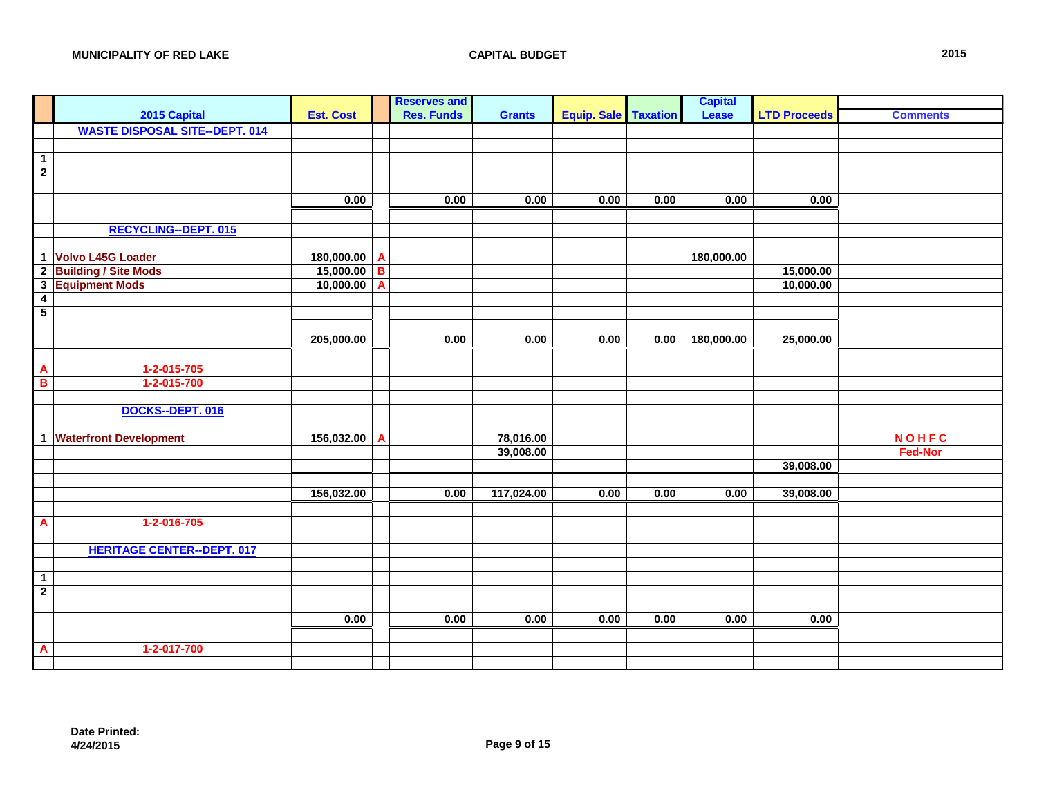MUNICIPALITY OF RED LAKE — CAPITAL BUDGET — 2015

| | 2015 Capital | Est. Cost | | Reserves and Res. Funds | Grants | Equip. Sale | Taxation | Capital Lease | LTD Proceeds | Comments |
|---|---|---|---|---|---|---|---|---|---|---|
| | WASTE DISPOSAL SITE--DEPT. 014 | | | | | | | | | |
| | | | | | | | | | | |
| 1 | | | | | | | | | | |
| 2 | | | | | | | | | | |
| | | | | | | | | | | |
| | | 0.00 | | 0.00 | 0.00 | 0.00 | 0.00 | 0.00 | 0.00 | |
| | | | | | | | | | | |
| | RECYCLING--DEPT. 015 | | | | | | | | | |
| | | | | | | | | | | |
| 1 | Volvo L45G Loader | 180,000.00 | A | | | | | 180,000.00 | | |
| 2 | Building / Site Mods | 15,000.00 | B | | | | | | 15,000.00 | |
| 3 | Equipment Mods | 10,000.00 | A | | | | | | 10,000.00 | |
| 4 | | | | | | | | | | |
| 5 | | | | | | | | | | |
| | | | | | | | | | | |
| | | 205,000.00 | | 0.00 | 0.00 | 0.00 | 0.00 | 180,000.00 | 25,000.00 | |
| | | | | | | | | | | |
| A | 1-2-015-705 | | | | | | | | | |
| B | 1-2-015-700 | | | | | | | | | |
| | | | | | | | | | | |
| | DOCKS--DEPT. 016 | | | | | | | | | |
| | | | | | | | | | | |
| 1 | Waterfront Development | 156,032.00 | A | | 78,016.00 | | | | | N O H F C |
| | | | | | 39,008.00 | | | | | Fed-Nor |
| | | | | | | | | | 39,008.00 | |
| | | | | | | | | | | |
| | | 156,032.00 | | 0.00 | 117,024.00 | 0.00 | 0.00 | 0.00 | 39,008.00 | |
| | | | | | | | | | | |
| A | 1-2-016-705 | | | | | | | | | |
| | | | | | | | | | | |
| | HERITAGE CENTER--DEPT. 017 | | | | | | | | | |
| | | | | | | | | | | |
| 1 | | | | | | | | | | |
| 2 | | | | | | | | | | |
| | | | | | | | | | | |
| | | 0.00 | | 0.00 | 0.00 | 0.00 | 0.00 | 0.00 | 0.00 | |
| | | | | | | | | | | |
| A | 1-2-017-700 | | | | | | | | | |
| | | | | | | | | | | |

**Date Printed:**
**4/24/2015**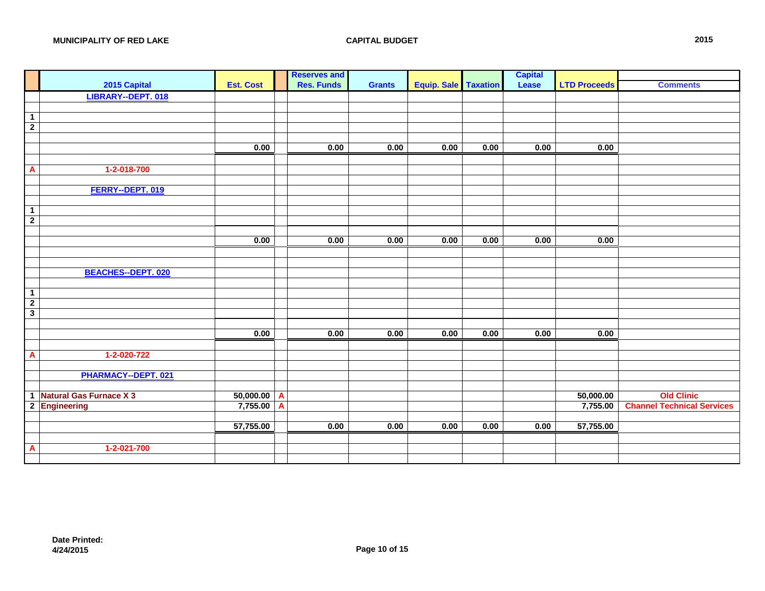**MUNICIPALITY OF RED LAKE** | **CAPITAL BUDGET** | **2015**

| | 2015 Capital | Est. Cost | | Reserves and Res. Funds | Grants | Equip. Sale | Taxation | Capital Lease | LTD Proceeds | Comments |
|---|---|---|---|---|---|---|---|---|---|---|
| | **LIBRARY--DEPT. 018** | | | | | | | | | |
| | | | | | | | | | | |
| 1 | | | | | | | | | | |
| 2 | | | | | | | | | | |
| | | | | | | | | | | |
| | | 0.00 | | 0.00 | 0.00 | 0.00 | 0.00 | 0.00 | 0.00 | |
| | | | | | | | | | | |
| A | 1-2-018-700 | | | | | | | | | |
| | | | | | | | | | | |
| | **FERRY--DEPT. 019** | | | | | | | | | |
| | | | | | | | | | | |
| 1 | | | | | | | | | | |
| 2 | | | | | | | | | | |
| | | | | | | | | | | |
| | | 0.00 | | 0.00 | 0.00 | 0.00 | 0.00 | 0.00 | 0.00 | |
| | | | | | | | | | | |
| | | | | | | | | | | |
| | **BEACHES--DEPT. 020** | | | | | | | | | |
| | | | | | | | | | | |
| 1 | | | | | | | | | | |
| 2 | | | | | | | | | | |
| 3 | | | | | | | | | | |
| | | | | | | | | | | |
| | | 0.00 | | 0.00 | 0.00 | 0.00 | 0.00 | 0.00 | 0.00 | |
| | | | | | | | | | | |
| A | 1-2-020-722 | | | | | | | | | |
| | | | | | | | | | | |
| | **PHARMACY--DEPT. 021** | | | | | | | | | |
| | | | | | | | | | | |
| 1 | Natural Gas Furnace X 3 | 50,000.00 | A | | | | | | 50,000.00 | Old Clinic |
| 2 | Engineering | 7,755.00 | A | | | | | | 7,755.00 | Channel Technical Services |
| | | | | | | | | | | |
| | | 57,755.00 | | 0.00 | 0.00 | 0.00 | 0.00 | 0.00 | 57,755.00 | |
| | | | | | | | | | | |
| A | 1-2-021-700 | | | | | | | | | |
| | | | | | | | | | | |

**Date Printed:**
**4/24/2015**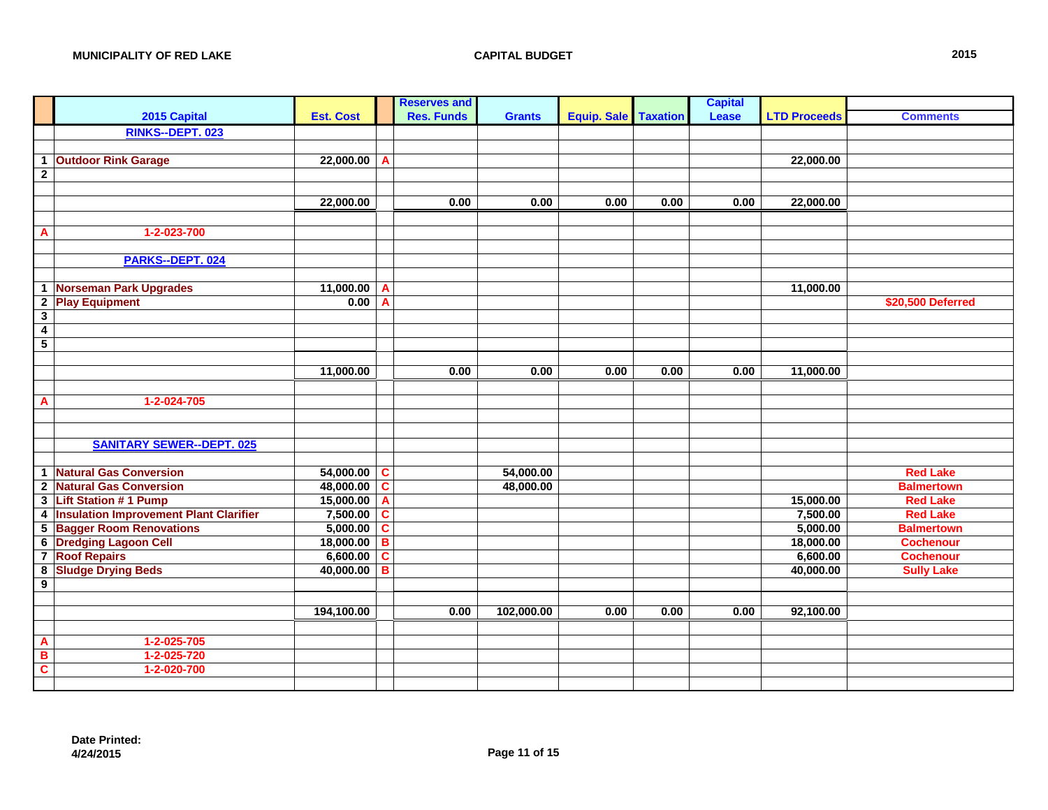**MUNICIPALITY OF RED LAKE** **CAPITAL BUDGET** **2015**

| | 2015 Capital | Est. Cost | | Reserves and Res. Funds | Grants | Equip. Sale | Taxation | Capital Lease | LTD Proceeds | Comments |
|---|---|---|---|---|---|---|---|---|---|---|
| | **RINKS--DEPT. 023** | | | | | | | | | |
| | | | | | | | | | | |
| 1 | Outdoor Rink Garage | 22,000.00 | A | | | | | | 22,000.00 | |
| 2 | | | | | | | | | | |
| | | | | | | | | | | |
| | | 22,000.00 | | 0.00 | 0.00 | 0.00 | 0.00 | 0.00 | 22,000.00 | |
| | | | | | | | | | | |
| A | 1-2-023-700 | | | | | | | | | |
| | | | | | | | | | | |
| | **PARKS--DEPT. 024** | | | | | | | | | |
| | | | | | | | | | | |
| 1 | Norseman Park Upgrades | 11,000.00 | A | | | | | | 11,000.00 | |
| 2 | Play Equipment | 0.00 | A | | | | | | | $20,500 Deferred |
| 3 | | | | | | | | | | |
| 4 | | | | | | | | | | |
| 5 | | | | | | | | | | |
| | | | | | | | | | | |
| | | 11,000.00 | | 0.00 | 0.00 | 0.00 | 0.00 | 0.00 | 11,000.00 | |
| | | | | | | | | | | |
| A | 1-2-024-705 | | | | | | | | | |
| | | | | | | | | | | |
| | | | | | | | | | | |
| | **SANITARY SEWER--DEPT. 025** | | | | | | | | | |
| | | | | | | | | | | |
| 1 | Natural Gas Conversion | 54,000.00 | C | | 54,000.00 | | | | | Red Lake |
| 2 | Natural Gas Conversion | 48,000.00 | C | | 48,000.00 | | | | | Balmertown |
| 3 | Lift Station # 1 Pump | 15,000.00 | A | | | | | | 15,000.00 | Red Lake |
| 4 | Insulation Improvement Plant Clarifier | 7,500.00 | C | | | | | | 7,500.00 | Red Lake |
| 5 | Bagger Room Renovations | 5,000.00 | C | | | | | | 5,000.00 | Balmertown |
| 6 | Dredging Lagoon Cell | 18,000.00 | B | | | | | | 18,000.00 | Cochenour |
| 7 | Roof Repairs | 6,600.00 | C | | | | | | 6,600.00 | Cochenour |
| 8 | Sludge Drying Beds | 40,000.00 | B | | | | | | 40,000.00 | Sully Lake |
| 9 | | | | | | | | | | |
| | | | | | | | | | | |
| | | 194,100.00 | | 0.00 | 102,000.00 | 0.00 | 0.00 | 0.00 | 92,100.00 | |
| | | | | | | | | | | |
| A | 1-2-025-705 | | | | | | | | | |
| B | 1-2-025-720 | | | | | | | | | |
| C | 1-2-020-700 | | | | | | | | | |
| | | | | | | | | | | |

**Date Printed:**
**4/24/2015**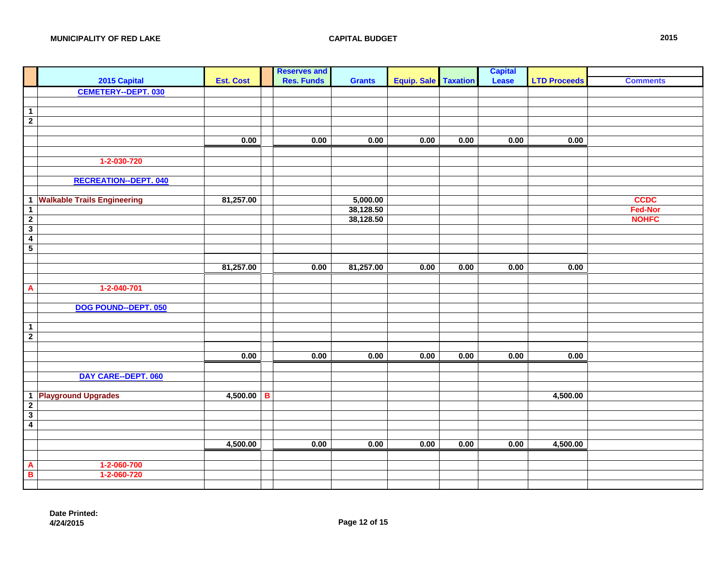**MUNICIPALITY OF RED LAKE** **CAPITAL BUDGET** **2015**

| | 2015 Capital | Est. Cost | | Reserves and Res. Funds | Grants | Equip. Sale | Taxation | Capital Lease | LTD Proceeds | Comments |
|---|---|---|---|---|---|---|---|---|---|---|
| | **CEMETERY--DEPT. 030** | | | | | | | | | |
| | | | | | | | | | | |
| 1 | | | | | | | | | | |
| 2 | | | | | | | | | | |
| | | | | | | | | | | |
| | | 0.00 | | 0.00 | 0.00 | 0.00 | 0.00 | 0.00 | 0.00 | |
| | | | | | | | | | | |
| | 1-2-030-720 | | | | | | | | | |
| | | | | | | | | | | |
| | **RECREATION--DEPT. 040** | | | | | | | | | |
| | | | | | | | | | | |
| 1 | Walkable Trails Engineering | 81,257.00 | | | 5,000.00 | | | | | CCDC |
| 1 | | | | | 38,128.50 | | | | | Fed-Nor |
| 2 | | | | | 38,128.50 | | | | | NOHFC |
| 3 | | | | | | | | | | |
| 4 | | | | | | | | | | |
| 5 | | | | | | | | | | |
| | | | | | | | | | | |
| | | 81,257.00 | | 0.00 | 81,257.00 | 0.00 | 0.00 | 0.00 | 0.00 | |
| | | | | | | | | | | |
| A | 1-2-040-701 | | | | | | | | | |
| | | | | | | | | | | |
| | **DOG POUND--DEPT. 050** | | | | | | | | | |
| | | | | | | | | | | |
| 1 | | | | | | | | | | |
| 2 | | | | | | | | | | |
| | | | | | | | | | | |
| | | 0.00 | | 0.00 | 0.00 | 0.00 | 0.00 | 0.00 | 0.00 | |
| | | | | | | | | | | |
| | **DAY CARE--DEPT. 060** | | | | | | | | | |
| | | | | | | | | | | |
| 1 | Playground Upgrades | 4,500.00 | B | | | | | | 4,500.00 | |
| 2 | | | | | | | | | | |
| 3 | | | | | | | | | | |
| 4 | | | | | | | | | | |
| | | | | | | | | | | |
| | | 4,500.00 | | 0.00 | 0.00 | 0.00 | 0.00 | 0.00 | 4,500.00 | |
| | | | | | | | | | | |
| A | 1-2-060-700 | | | | | | | | | |
| B | 1-2-060-720 | | | | | | | | | |

**Date Printed:**
**4/24/2015**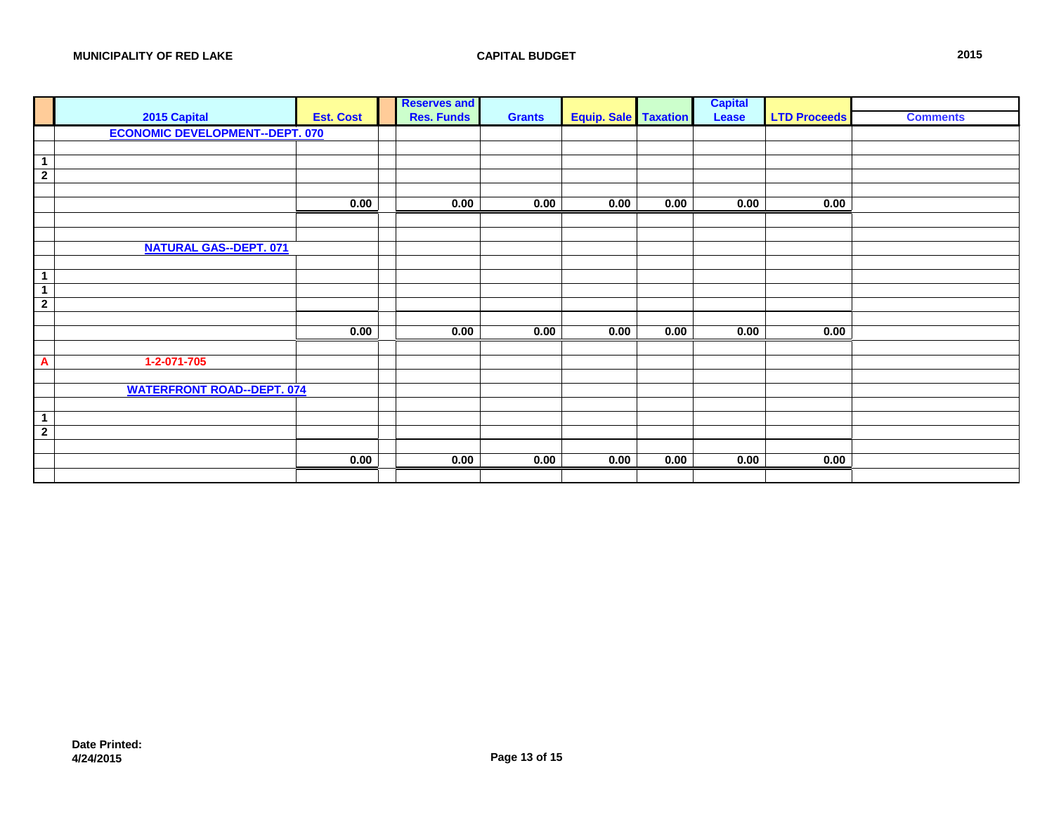**MUNICIPALITY OF RED LAKE** **CAPITAL BUDGET** **2015**

| | 2015 Capital | Est. Cost | | Reserves and Res. Funds | Grants | Equip. Sale | Taxation | Capital Lease | LTD Proceeds | Comments |
|---|---|---|---|---|---|---|---|---|---|---|
| | ECONOMIC DEVELOPMENT--DEPT. 070 | | | | | | | | | |
| | | | | | | | | | | |
| 1 | | | | | | | | | | |
| 2 | | | | | | | | | | |
| | | | | | | | | | | |
| | | 0.00 | | 0.00 | 0.00 | 0.00 | 0.00 | 0.00 | 0.00 | |
| | | | | | | | | | | |
| | | | | | | | | | | |
| | NATURAL GAS--DEPT. 071 | | | | | | | | | |
| | | | | | | | | | | |
| 1 | | | | | | | | | | |
| 1 | | | | | | | | | | |
| 2 | | | | | | | | | | |
| | | | | | | | | | | |
| | | 0.00 | | 0.00 | 0.00 | 0.00 | 0.00 | 0.00 | 0.00 | |
| | | | | | | | | | | |
| A | 1-2-071-705 | | | | | | | | | |
| | | | | | | | | | | |
| | WATERFRONT ROAD--DEPT. 074 | | | | | | | | | |
| | | | | | | | | | | |
| 1 | | | | | | | | | | |
| 2 | | | | | | | | | | |
| | | | | | | | | | | |
| | | 0.00 | | 0.00 | 0.00 | 0.00 | 0.00 | 0.00 | 0.00 | |
| | | | | | | | | | | |

**Date Printed:**
**4/24/2015**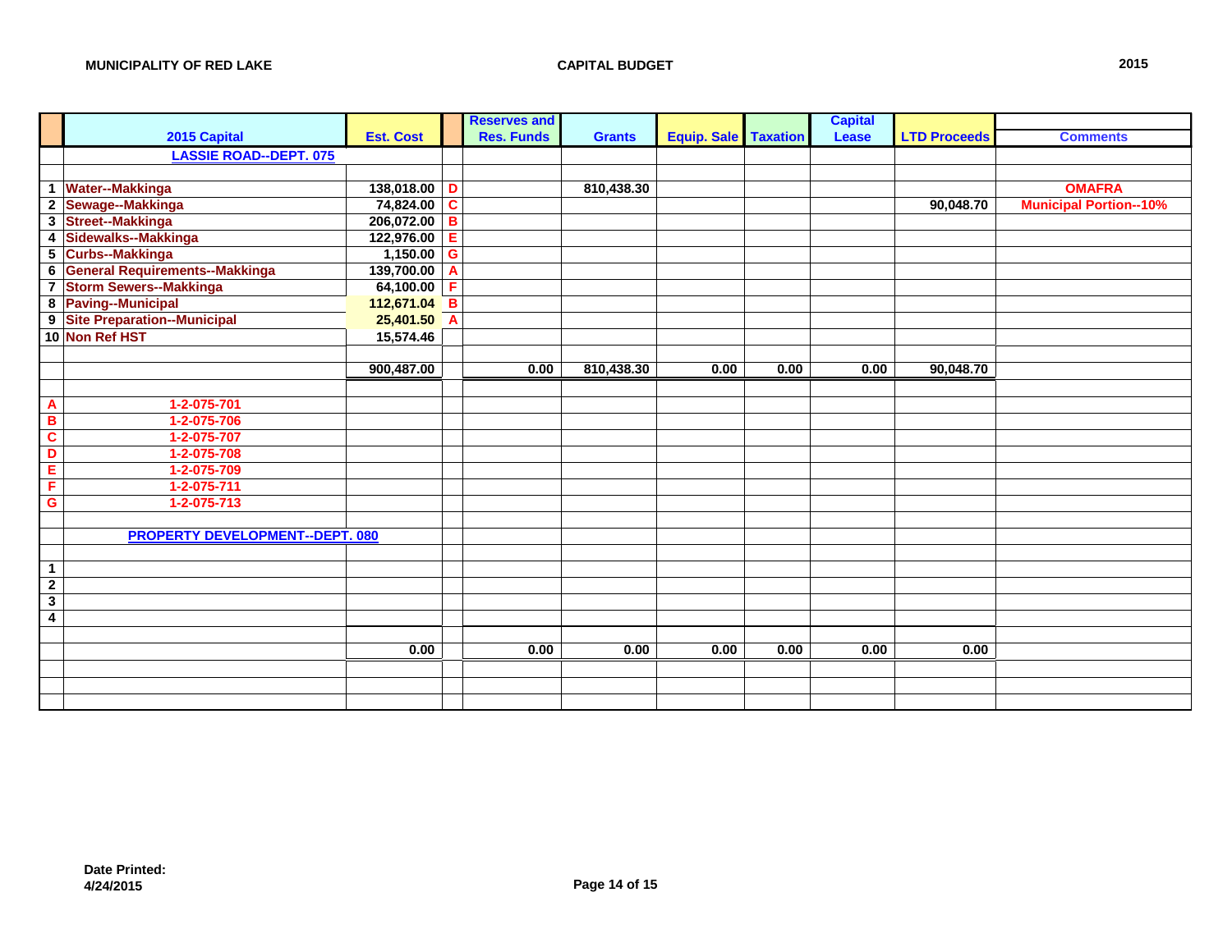**MUNICIPALITY OF RED LAKE** **CAPITAL BUDGET** **2015**

| | 2015 Capital | Est. Cost | | Reserves and Res. Funds | Grants | Equip. Sale | Taxation | Capital Lease | LTD Proceeds | Comments |
|---|---|---|---|---|---|---|---|---|---|---|
| | LASSIE ROAD--DEPT. 075 | | | | | | | | | |
| | | | | | | | | | | |
| 1 | Water--Makkinga | 138,018.00 | D | | 810,438.30 | | | | | OMAFRA |
| 2 | Sewage--Makkinga | 74,824.00 | C | | | | | | 90,048.70 | Municipal Portion--10% |
| 3 | Street--Makkinga | 206,072.00 | B | | | | | | | |
| 4 | Sidewalks--Makkinga | 122,976.00 | E | | | | | | | |
| 5 | Curbs--Makkinga | 1,150.00 | G | | | | | | | |
| 6 | General Requirements--Makkinga | 139,700.00 | A | | | | | | | |
| 7 | Storm Sewers--Makkinga | 64,100.00 | F | | | | | | | |
| 8 | Paving--Municipal | 112,671.04 | B | | | | | | | |
| 9 | Site Preparation--Municipal | 25,401.50 | A | | | | | | | |
| 10 | Non Ref HST | 15,574.46 | | | | | | | | |
| | | | | | | | | | | |
| | | 900,487.00 | | 0.00 | 810,438.30 | 0.00 | 0.00 | 0.00 | 90,048.70 | |
| | | | | | | | | | | |
| A | 1-2-075-701 | | | | | | | | | |
| B | 1-2-075-706 | | | | | | | | | |
| C | 1-2-075-707 | | | | | | | | | |
| D | 1-2-075-708 | | | | | | | | | |
| E | 1-2-075-709 | | | | | | | | | |
| F | 1-2-075-711 | | | | | | | | | |
| G | 1-2-075-713 | | | | | | | | | |
| | | | | | | | | | | |
| | PROPERTY DEVELOPMENT--DEPT. 080 | | | | | | | | | |
| | | | | | | | | | | |
| 1 | | | | | | | | | | |
| 2 | | | | | | | | | | |
| 3 | | | | | | | | | | |
| 4 | | | | | | | | | | |
| | | | | | | | | | | |
| | | 0.00 | | 0.00 | 0.00 | 0.00 | 0.00 | 0.00 | 0.00 | |

**Date Printed:**
**4/24/2015**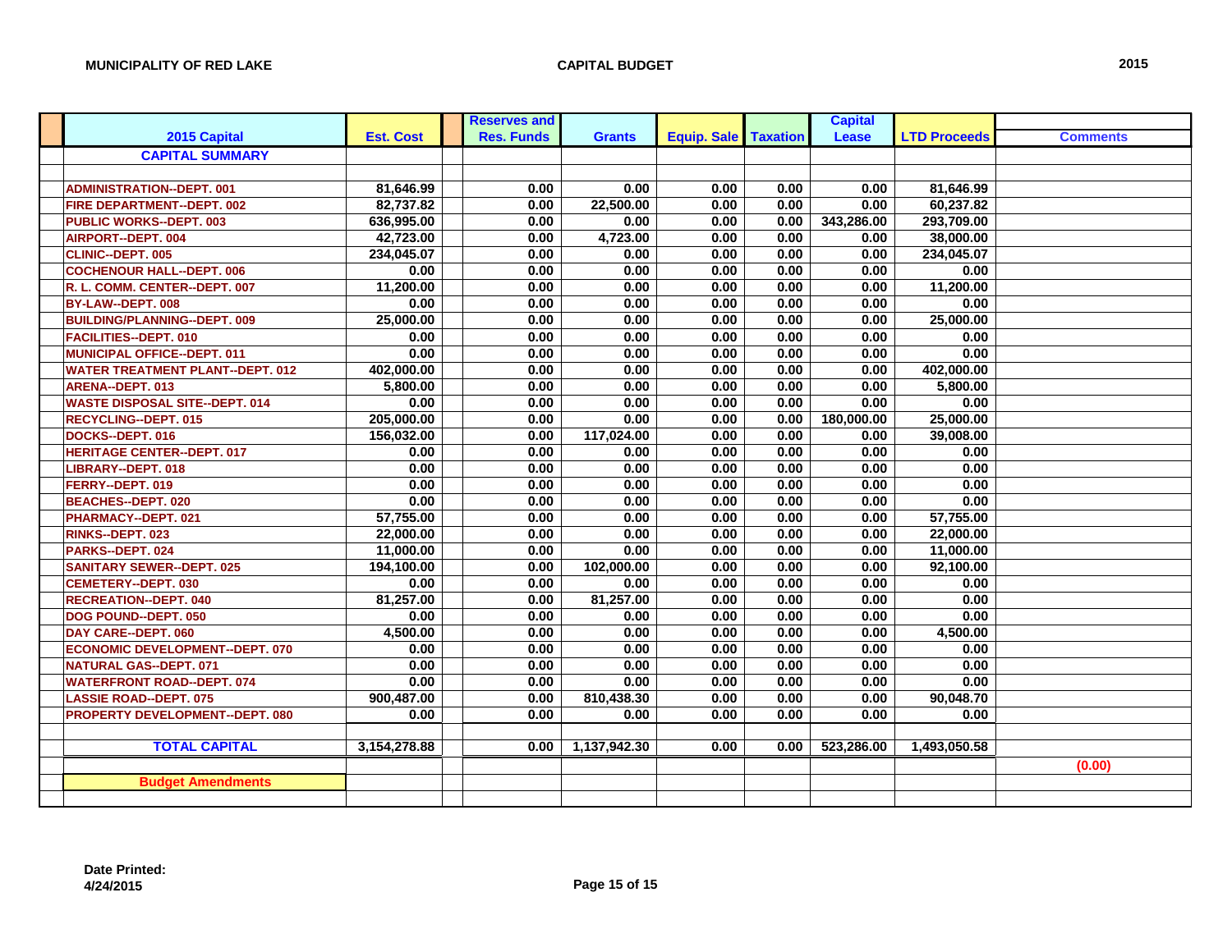**MUNICIPALITY OF RED LAKE** **CAPITAL BUDGET** **2015**

| 2015 Capital | Est. Cost | Reserves and Res. Funds | Grants | Equip. Sale | Taxation | Capital Lease | LTD Proceeds | Comments |
|---|---|---|---|---|---|---|---|---|
| **CAPITAL SUMMARY** | | | | | | | | |
| | | | | | | | | |
| ADMINISTRATION--DEPT. 001 | 81,646.99 | 0.00 | 0.00 | 0.00 | 0.00 | 0.00 | 81,646.99 | |
| FIRE DEPARTMENT--DEPT. 002 | 82,737.82 | 0.00 | 22,500.00 | 0.00 | 0.00 | 0.00 | 60,237.82 | |
| PUBLIC WORKS--DEPT. 003 | 636,995.00 | 0.00 | 0.00 | 0.00 | 0.00 | 343,286.00 | 293,709.00 | |
| AIRPORT--DEPT. 004 | 42,723.00 | 0.00 | 4,723.00 | 0.00 | 0.00 | 0.00 | 38,000.00 | |
| CLINIC--DEPT. 005 | 234,045.07 | 0.00 | 0.00 | 0.00 | 0.00 | 0.00 | 234,045.07 | |
| COCHENOUR HALL--DEPT. 006 | 0.00 | 0.00 | 0.00 | 0.00 | 0.00 | 0.00 | 0.00 | |
| R. L. COMM. CENTER--DEPT. 007 | 11,200.00 | 0.00 | 0.00 | 0.00 | 0.00 | 0.00 | 11,200.00 | |
| BY-LAW--DEPT. 008 | 0.00 | 0.00 | 0.00 | 0.00 | 0.00 | 0.00 | 0.00 | |
| BUILDING/PLANNING--DEPT. 009 | 25,000.00 | 0.00 | 0.00 | 0.00 | 0.00 | 0.00 | 25,000.00 | |
| FACILITIES--DEPT. 010 | 0.00 | 0.00 | 0.00 | 0.00 | 0.00 | 0.00 | 0.00 | |
| MUNICIPAL OFFICE--DEPT. 011 | 0.00 | 0.00 | 0.00 | 0.00 | 0.00 | 0.00 | 0.00 | |
| WATER TREATMENT PLANT--DEPT. 012 | 402,000.00 | 0.00 | 0.00 | 0.00 | 0.00 | 0.00 | 402,000.00 | |
| ARENA--DEPT. 013 | 5,800.00 | 0.00 | 0.00 | 0.00 | 0.00 | 0.00 | 5,800.00 | |
| WASTE DISPOSAL SITE--DEPT. 014 | 0.00 | 0.00 | 0.00 | 0.00 | 0.00 | 0.00 | 0.00 | |
| RECYCLING--DEPT. 015 | 205,000.00 | 0.00 | 0.00 | 0.00 | 0.00 | 180,000.00 | 25,000.00 | |
| DOCKS--DEPT. 016 | 156,032.00 | 0.00 | 117,024.00 | 0.00 | 0.00 | 0.00 | 39,008.00 | |
| HERITAGE CENTER--DEPT. 017 | 0.00 | 0.00 | 0.00 | 0.00 | 0.00 | 0.00 | 0.00 | |
| LIBRARY--DEPT. 018 | 0.00 | 0.00 | 0.00 | 0.00 | 0.00 | 0.00 | 0.00 | |
| FERRY--DEPT. 019 | 0.00 | 0.00 | 0.00 | 0.00 | 0.00 | 0.00 | 0.00 | |
| BEACHES--DEPT. 020 | 0.00 | 0.00 | 0.00 | 0.00 | 0.00 | 0.00 | 0.00 | |
| PHARMACY--DEPT. 021 | 57,755.00 | 0.00 | 0.00 | 0.00 | 0.00 | 0.00 | 57,755.00 | |
| RINKS--DEPT. 023 | 22,000.00 | 0.00 | 0.00 | 0.00 | 0.00 | 0.00 | 22,000.00 | |
| PARKS--DEPT. 024 | 11,000.00 | 0.00 | 0.00 | 0.00 | 0.00 | 0.00 | 11,000.00 | |
| SANITARY SEWER--DEPT. 025 | 194,100.00 | 0.00 | 102,000.00 | 0.00 | 0.00 | 0.00 | 92,100.00 | |
| CEMETERY--DEPT. 030 | 0.00 | 0.00 | 0.00 | 0.00 | 0.00 | 0.00 | 0.00 | |
| RECREATION--DEPT. 040 | 81,257.00 | 0.00 | 81,257.00 | 0.00 | 0.00 | 0.00 | 0.00 | |
| DOG POUND--DEPT. 050 | 0.00 | 0.00 | 0.00 | 0.00 | 0.00 | 0.00 | 0.00 | |
| DAY CARE--DEPT. 060 | 4,500.00 | 0.00 | 0.00 | 0.00 | 0.00 | 0.00 | 4,500.00 | |
| ECONOMIC DEVELOPMENT--DEPT. 070 | 0.00 | 0.00 | 0.00 | 0.00 | 0.00 | 0.00 | 0.00 | |
| NATURAL GAS--DEPT. 071 | 0.00 | 0.00 | 0.00 | 0.00 | 0.00 | 0.00 | 0.00 | |
| WATERFRONT ROAD--DEPT. 074 | 0.00 | 0.00 | 0.00 | 0.00 | 0.00 | 0.00 | 0.00 | |
| LASSIE ROAD--DEPT. 075 | 900,487.00 | 0.00 | 810,438.30 | 0.00 | 0.00 | 0.00 | 90,048.70 | |
| PROPERTY DEVELOPMENT--DEPT. 080 | 0.00 | 0.00 | 0.00 | 0.00 | 0.00 | 0.00 | 0.00 | |
| | | | | | | | | |
| **TOTAL CAPITAL** | 3,154,278.88 | 0.00 | 1,137,942.30 | 0.00 | 0.00 | 523,286.00 | 1,493,050.58 | |
| | | | | | | | | (0.00) |
| **Budget Amendments** | | | | | | | | |
| | | | | | | | | |

**Date Printed:**
**4/24/2015**